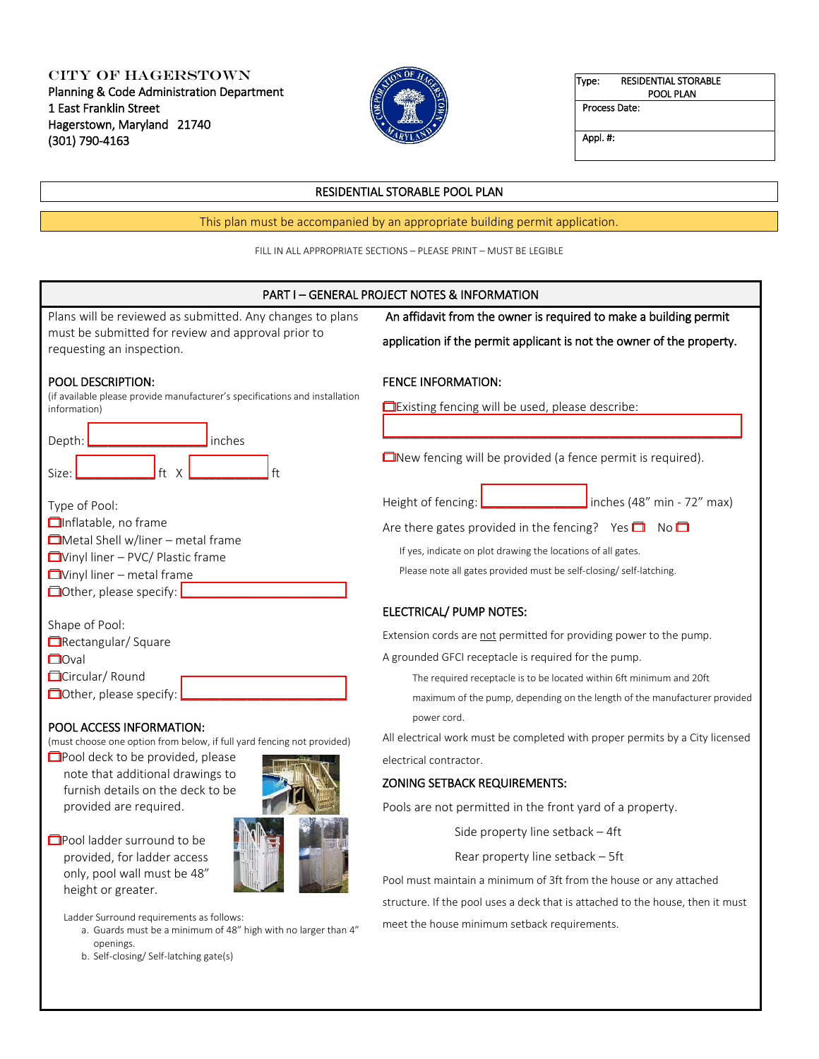CITY OF HAGERSTOWN
Planning & Code Administration Department
1 East Franklin Street
Hagerstown, Maryland 21740
(301) 790-4163

| Type: RESIDENTIAL STORABLE POOL PLAN |
|---|
| Process Date: |
| Appl. #: |

# RESIDENTIAL STORABLE POOL PLAN

This plan must be accompanied by an appropriate building permit application.

FILL IN ALL APPROPRIATE SECTIONS – PLEASE PRINT – MUST BE LEGIBLE

## PART I – GENERAL PROJECT NOTES & INFORMATION

Plans will be reviewed as submitted. Any changes to plans must be submitted for review and approval prior to requesting an inspection.

An affidavit from the owner is required to make a building permit application if the permit applicant is not the owner of the property.

### POOL DESCRIPTION:

(if available please provide manufacturer's specifications and installation information)

Depth: ________________ inches

Size: ___________ ft X ___________ ft

Type of Pool:

- ☐ Inflatable, no frame
- ☐ Metal Shell w/liner – metal frame
- ☐ Vinyl liner – PVC/ Plastic frame
- ☐ Vinyl liner – metal frame
- ☐ Other, please specify: ______________________

Shape of Pool:

- ☐ Rectangular/ Square
- ☐ Oval
- ☐ Circular/ Round
- ☐ Other, please specify: ______________________

### POOL ACCESS INFORMATION:

(must choose one option from below, if full yard fencing not provided)

☐ Pool deck to be provided, please note that additional drawings to furnish details on the deck to be provided are required.

☐ Pool ladder surround to be provided, for ladder access only, pool wall must be 48" height or greater.

Ladder Surround requirements as follows:

a. Guards must be a minimum of 48" high with no larger than 4" openings.
b. Self-closing/ Self-latching gate(s)

### FENCE INFORMATION:

☐ Existing fencing will be used, please describe:

______________________________________________

☐ New fencing will be provided (a fence permit is required).

Height of fencing: ______________ inches (48" min - 72" max)

Are there gates provided in the fencing? Yes ☐ No ☐

If yes, indicate on plot drawing the locations of all gates.

Please note all gates provided must be self-closing/ self-latching.

### ELECTRICAL/ PUMP NOTES:

Extension cords are not permitted for providing power to the pump.

A grounded GFCI receptacle is required for the pump.

The required receptacle is to be located within 6ft minimum and 20ft maximum of the pump, depending on the length of the manufacturer provided power cord.

All electrical work must be completed with proper permits by a City licensed electrical contractor.

### ZONING SETBACK REQUIREMENTS:

Pools are not permitted in the front yard of a property.

Side property line setback – 4ft

Rear property line setback – 5ft

Pool must maintain a minimum of 3ft from the house or any attached structure. If the pool uses a deck that is attached to the house, then it must meet the house minimum setback requirements.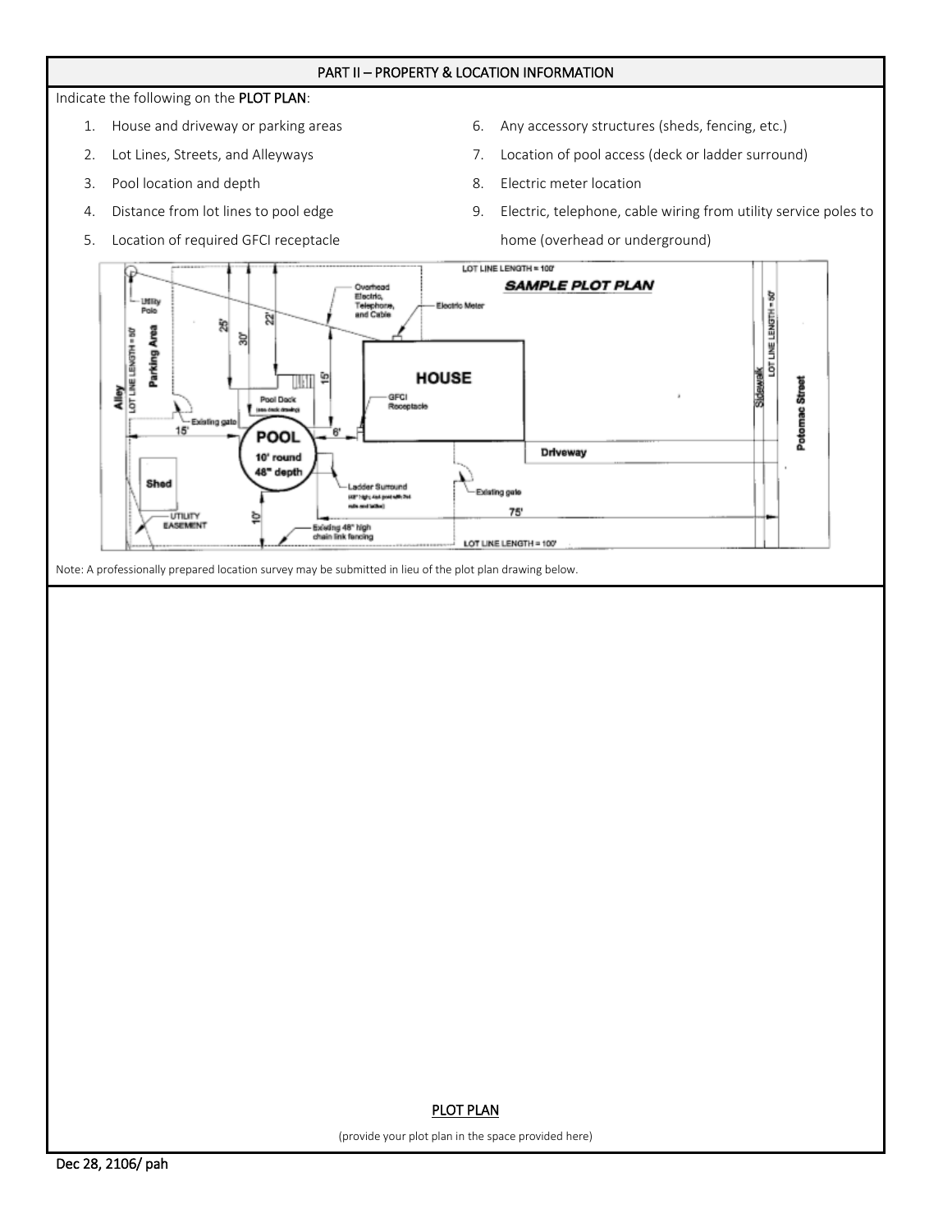## PART II – PROPERTY & LOCATION INFORMATION

Indicate the following on the **PLOT PLAN**:

1. House and driveway or parking areas
2. Lot Lines, Streets, and Alleyways
3. Pool location and depth
4. Distance from lot lines to pool edge
5. Location of required GFCI receptacle
6. Any accessory structures (sheds, fencing, etc.)
7. Location of pool access (deck or ladder surround)
8. Electric meter location
9. Electric, telephone, cable wiring from utility service poles to home (overhead or underground)

SAMPLE PLOT PLAN

LOT LINE LENGTH = 100'
Utility Pole
Overhead Electric, Telephone, and Cable
Electric Meter
Alley
LOT LINE LENGTH = 50'
Parking Area
25'
30'
22'
15'
HOUSE
GFCI Receptacle
Pool Deck (see deck drawing)
Existing gate
15'
POOL
10' round
48" depth
6'
Driveway
Shed
Ladder Surround (48" high, 4x4 post with 2x4 rails and lattice)
Existing gate
75'
UTILITY EASEMENT
10'
Existing 48" high chain link fencing
LOT LINE LENGTH = 100'
Sidewalk
LOT LINE LENGTH = 50'
Potomac Street

Note: A professionally prepared location survey may be submitted in lieu of the plot plan drawing below.

PLOT PLAN

(provide your plot plan in the space provided here)

Dec 28, 2106/ pah